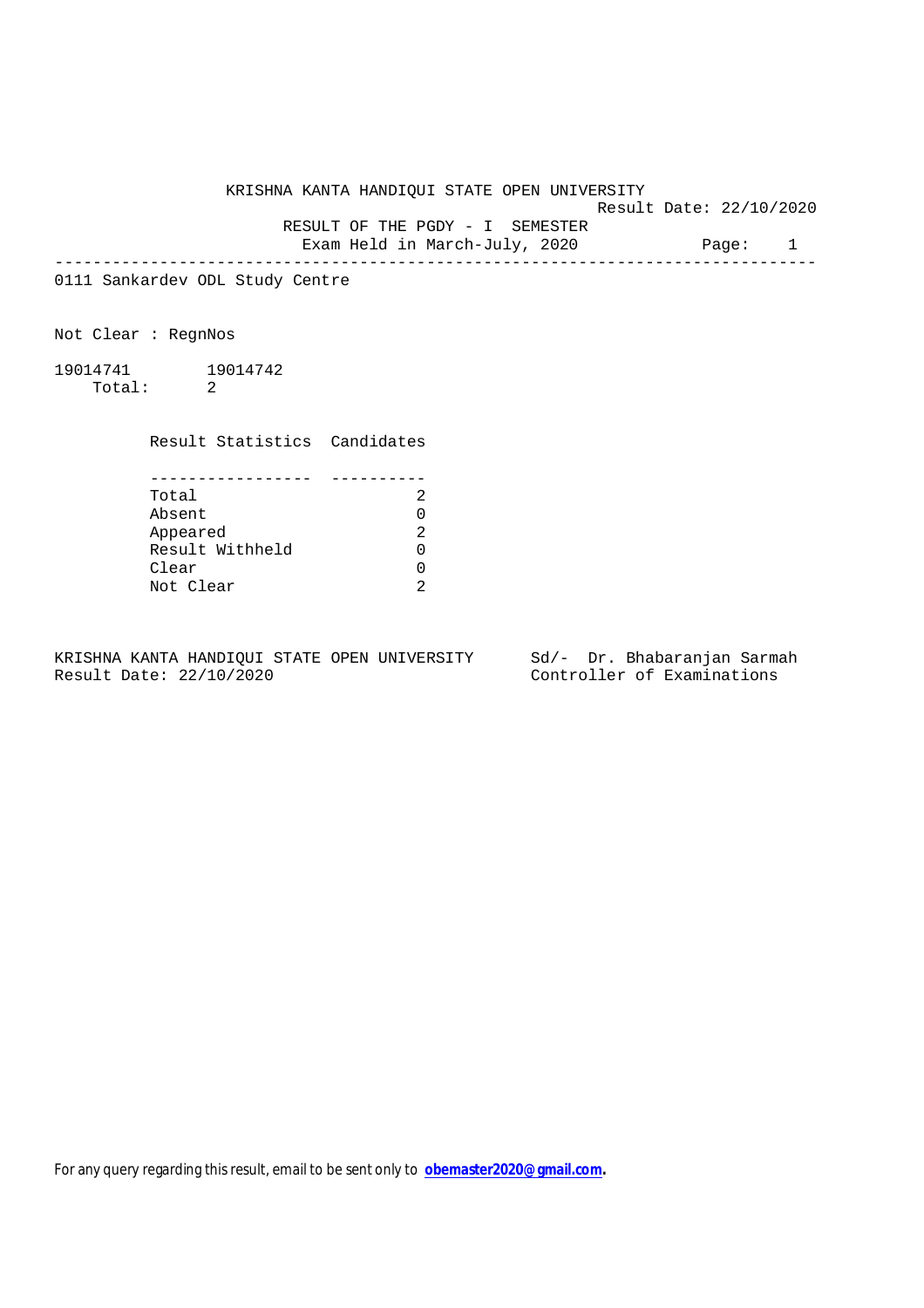# KRISHNA KANTA HANDIQUI STATE OPEN UNIVERSITY

Result Date: 22/10/2020

## RESULT OF THE PGDY - I SEMESTER

Exam Held in March-July, 2020

---

0111 Sankardev ODL Study Centre

Not Clear : RegnNos

19014741 19014742

Total: 2

| Result Statistics | Candidates |
|---|---|
| Total | 2 |
| Absent | 0 |
| Appeared | 2 |
| Result Withheld | 0 |
| Clear | 0 |
| Not Clear | 2 |

KRISHNA KANTA HANDIQUI STATE OPEN UNIVERSITY
Result Date: 22/10/2020

Sd/- Dr. Bhabaranjan Sarmah
Controller of Examinations

For any query regarding this result, email to be sent only to **obemaster2020@gmail.com.**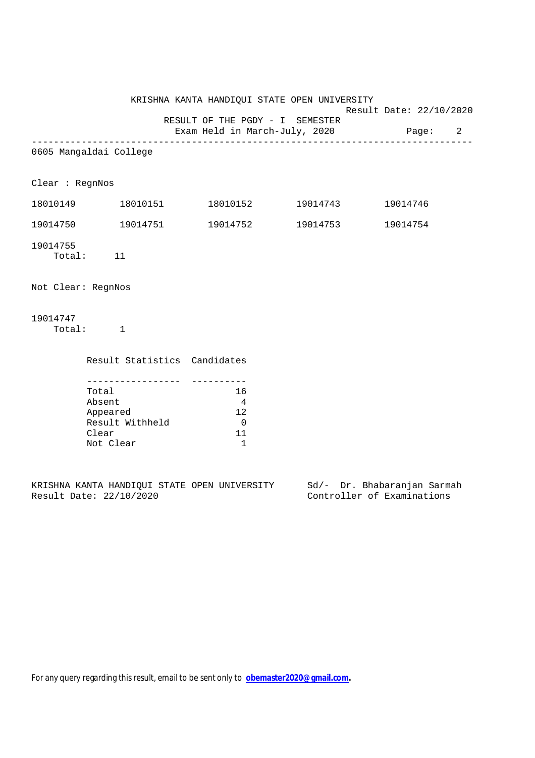KRISHNA KANTA HANDIQUI STATE OPEN UNIVERSITY

Result Date: 22/10/2020

RESULT OF THE PGDY - I SEMESTER

Exam Held in March-July, 2020

---

0605 Mangaldai College

Clear : RegnNos

| | | | | |
|---|---|---|---|---|
| 18010149 | 18010151 | 18010152 | 19014743 | 19014746 |
| 19014750 | 19014751 | 19014752 | 19014753 | 19014754 |
| 19014755 | | | | |

Total: 11

Not Clear: RegnNos

19014747

Total: 1

| Result Statistics | Candidates |
|---|---|
| Total | 16 |
| Absent | 4 |
| Appeared | 12 |
| Result Withheld | 0 |
| Clear | 11 |
| Not Clear | 1 |

KRISHNA KANTA HANDIQUI STATE OPEN UNIVERSITY
Result Date: 22/10/2020

Sd/- Dr. Bhabaranjan Sarmah
Controller of Examinations

For any query regarding this result, email to be sent only to **obemaster2020@gmail.com**.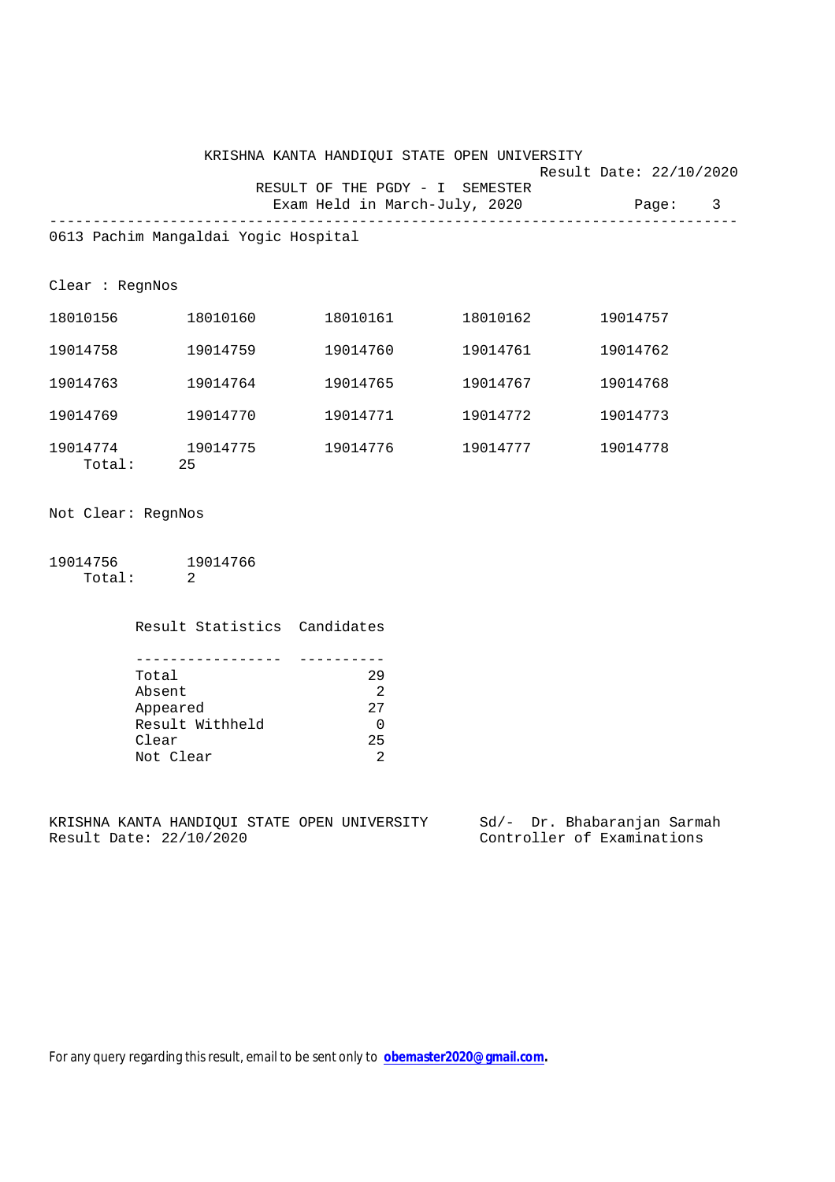KRISHNA KANTA HANDIQUI STATE OPEN UNIVERSITY

Result Date: 22/10/2020

RESULT OF THE PGDY - I SEMESTER

Exam Held in March-July, 2020

---

0613 Pachim Mangaldai Yogic Hospital

Clear : RegnNos

| | | | | |
|---|---|---|---|---|
| 18010156 | 18010160 | 18010161 | 18010162 | 19014757 |
| 19014758 | 19014759 | 19014760 | 19014761 | 19014762 |
| 19014763 | 19014764 | 19014765 | 19014767 | 19014768 |
| 19014769 | 19014770 | 19014771 | 19014772 | 19014773 |
| 19014774 | 19014775 | 19014776 | 19014777 | 19014778 |

Total: 25

Not Clear: RegnNos

| | |
|---|---|
| 19014756 | 19014766 |

Total: 2

| Result Statistics | Candidates |
|---|---|
| Total | 29 |
| Absent | 2 |
| Appeared | 27 |
| Result Withheld | 0 |
| Clear | 25 |
| Not Clear | 2 |

KRISHNA KANTA HANDIQUI STATE OPEN UNIVERSITY
Result Date: 22/10/2020

Sd/- Dr. Bhabaranjan Sarmah
Controller of Examinations

For any query regarding this result, email to be sent only to **obemaster2020@gmail.com**.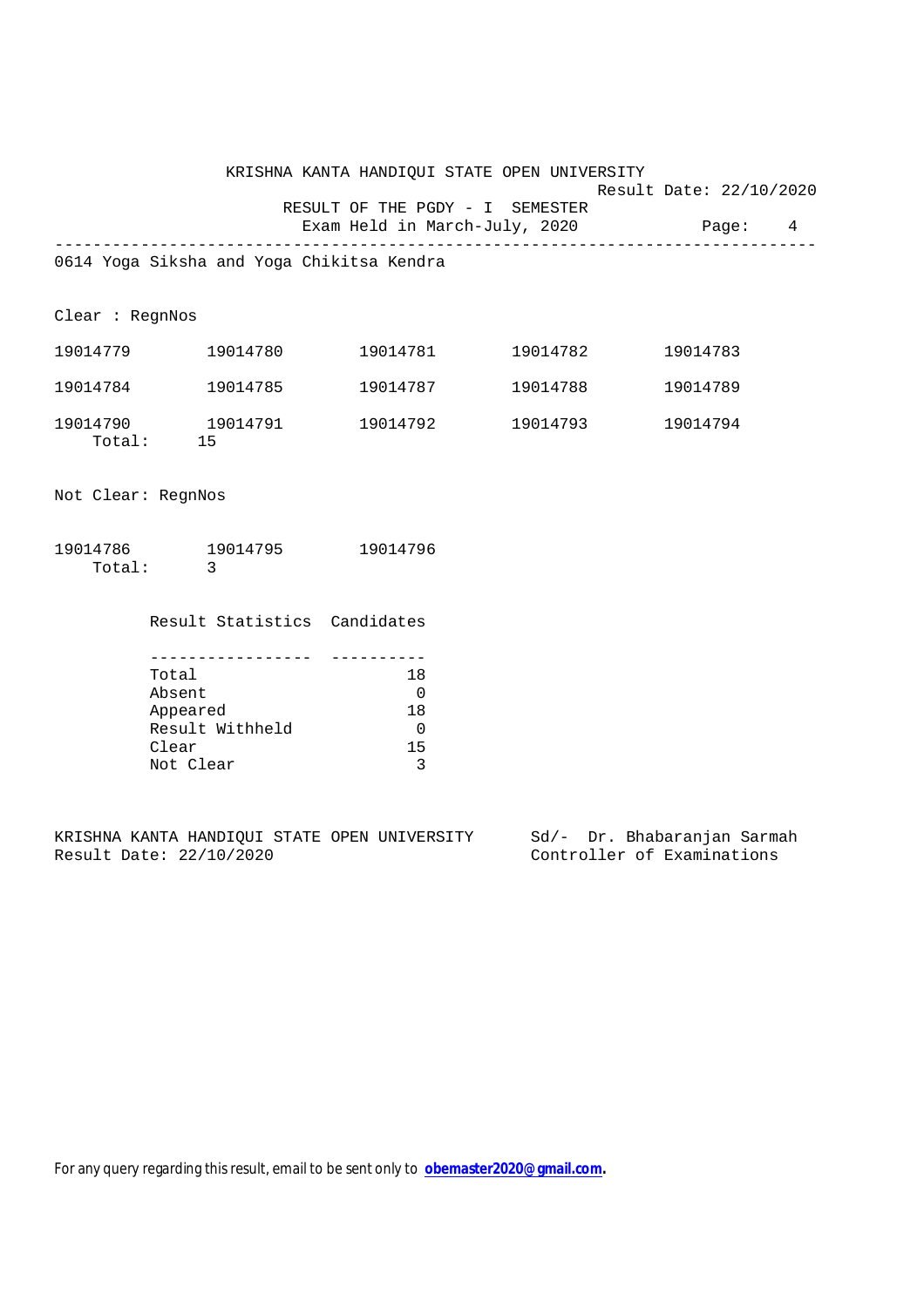KRISHNA KANTA HANDIQUI STATE OPEN UNIVERSITY

Result Date: 22/10/2020

RESULT OF THE PGDY - I SEMESTER

Exam Held in March-July, 2020

---

0614 Yoga Siksha and Yoga Chikitsa Kendra

Clear : RegnNos

| | | | | |
|---|---|---|---|---|
| 19014779 | 19014780 | 19014781 | 19014782 | 19014783 |
| 19014784 | 19014785 | 19014787 | 19014788 | 19014789 |
| 19014790 | 19014791 | 19014792 | 19014793 | 19014794 |

Total: 15

Not Clear: RegnNos

| | | |
|---|---|---|
| 19014786 | 19014795 | 19014796 |

Total: 3

| Result Statistics | Candidates |
|---|---|
| Total | 18 |
| Absent | 0 |
| Appeared | 18 |
| Result Withheld | 0 |
| Clear | 15 |
| Not Clear | 3 |

KRISHNA KANTA HANDIQUI STATE OPEN UNIVERSITY
Result Date: 22/10/2020

Sd/- Dr. Bhabaranjan Sarmah
Controller of Examinations

For any query regarding this result, email to be sent only to **obemaster2020@gmail.com**.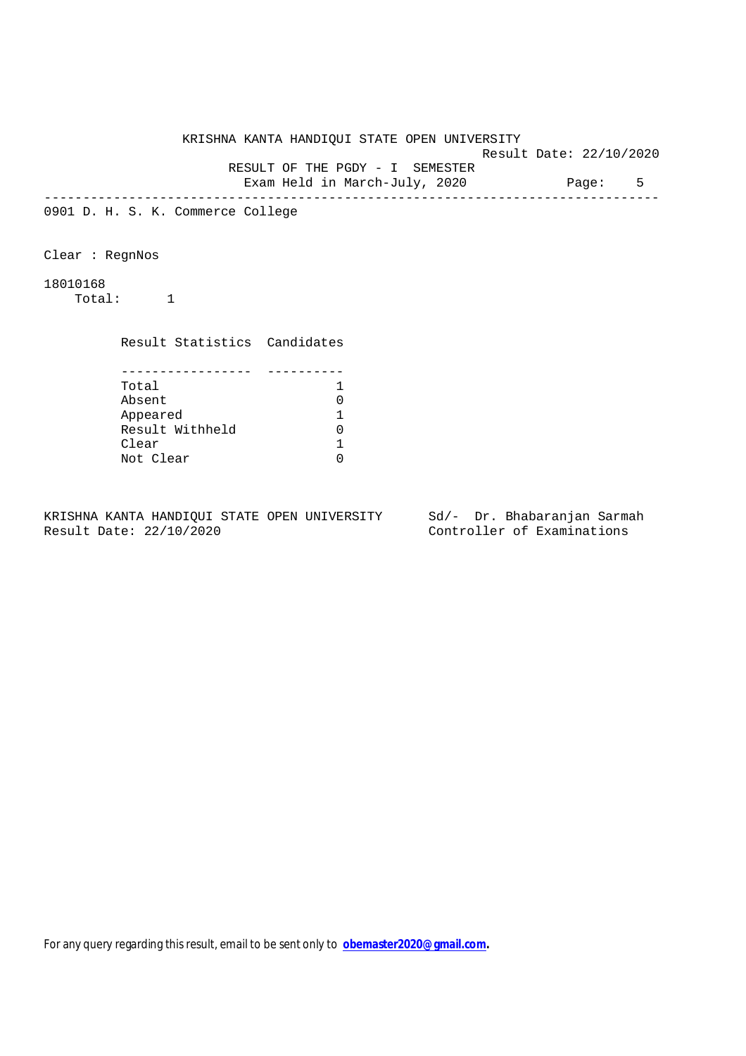KRISHNA KANTA HANDIQUI STATE OPEN UNIVERSITY

Result Date: 22/10/2020

RESULT OF THE PGDY - I SEMESTER

Exam Held in March-July, 2020

---

0901 D. H. S. K. Commerce College

Clear : RegnNos

18010168

Total: 1

| Result Statistics | Candidates |
|---|---|
| Total | 1 |
| Absent | 0 |
| Appeared | 1 |
| Result Withheld | 0 |
| Clear | 1 |
| Not Clear | 0 |

KRISHNA KANTA HANDIQUI STATE OPEN UNIVERSITY
Result Date: 22/10/2020

Sd/- Dr. Bhabaranjan Sarmah
Controller of Examinations

For any query regarding this result, email to be sent only to **obemaster2020@gmail.com.**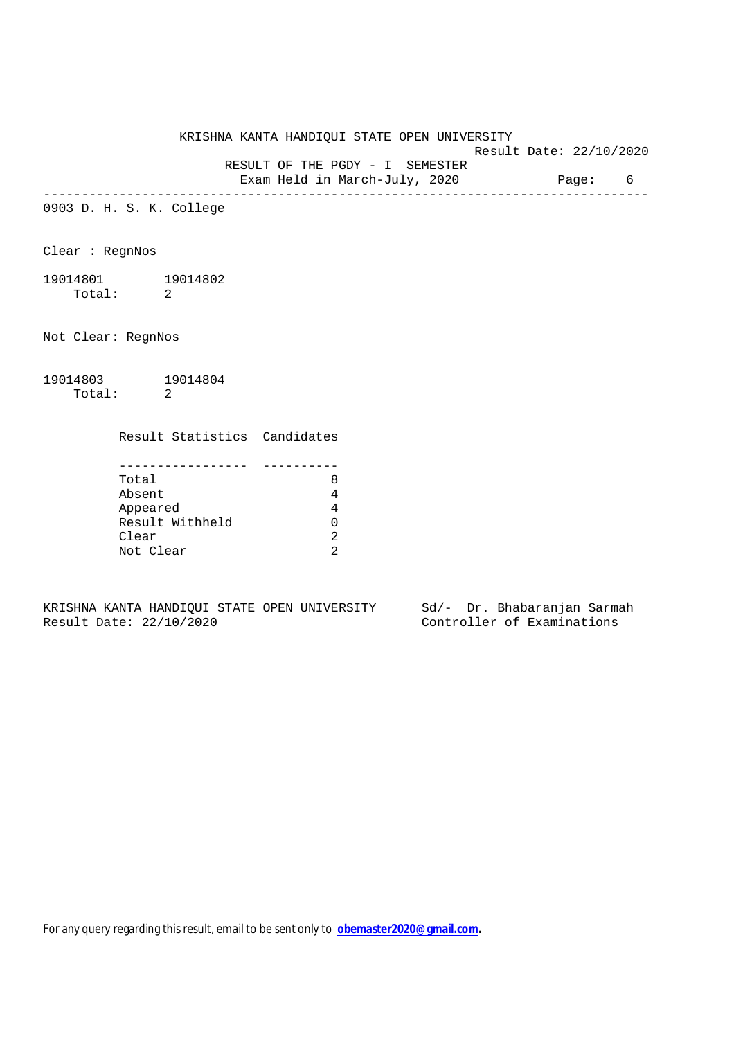# KRISHNA KANTA HANDIQUI STATE OPEN UNIVERSITY

Result Date: 22/10/2020

## RESULT OF THE PGDY - I SEMESTER

Exam Held in March-July, 2020

---

0903 D. H. S. K. College

Clear : RegnNos

19014801 19014802

Total: 2

Not Clear: RegnNos

19014803 19014804

Total: 2

| Result Statistics | Candidates |
|---|---|
| Total | 8 |
| Absent | 4 |
| Appeared | 4 |
| Result Withheld | 0 |
| Clear | 2 |
| Not Clear | 2 |

KRISHNA KANTA HANDIQUI STATE OPEN UNIVERSITY
Result Date: 22/10/2020

Sd/- Dr. Bhabaranjan Sarmah
Controller of Examinations

For any query regarding this result, email to be sent only to **obemaster2020@gmail.com.**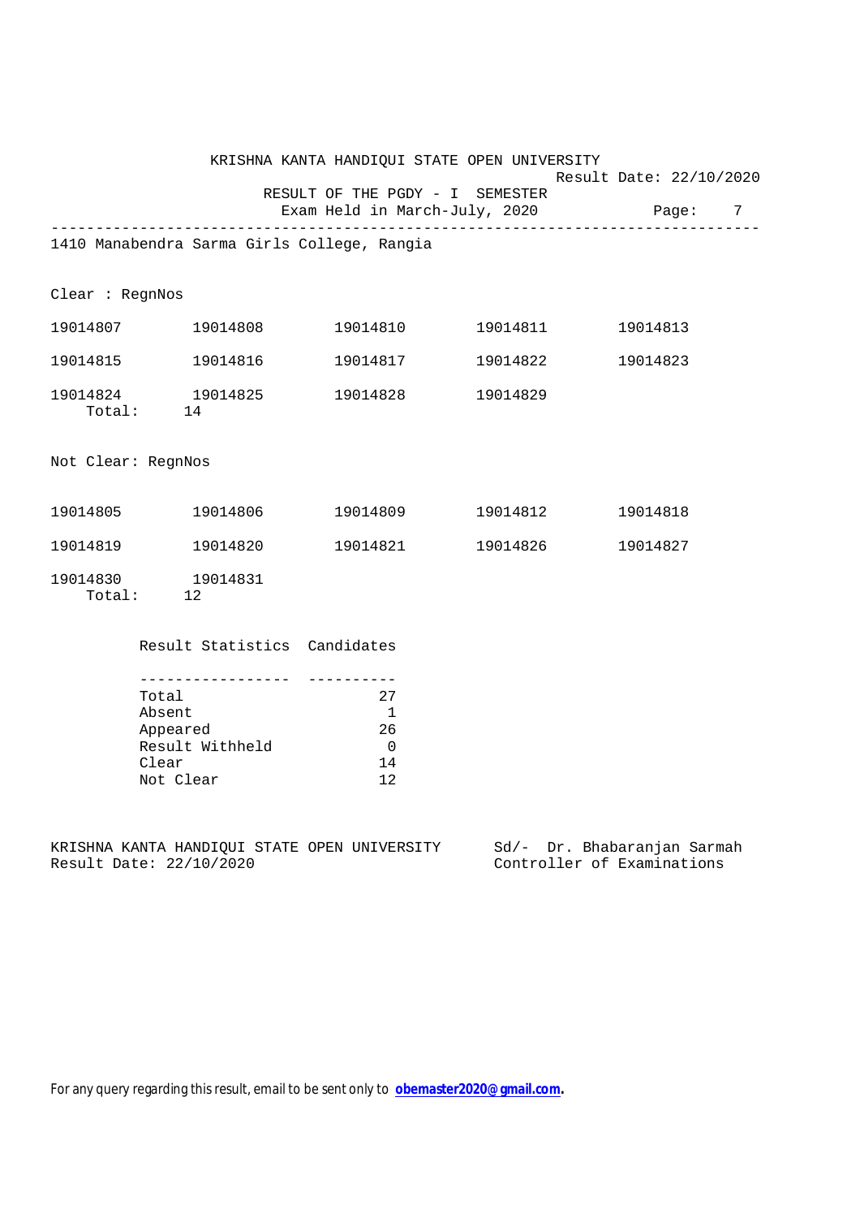KRISHNA KANTA HANDIQUI STATE OPEN UNIVERSITY

Result Date: 22/10/2020

RESULT OF THE PGDY - I SEMESTER

Exam Held in March-July, 2020

---

1410 Manabendra Sarma Girls College, Rangia

Clear : RegnNos

| | | | | |
|---|---|---|---|---|
| 19014807 | 19014808 | 19014810 | 19014811 | 19014813 |
| 19014815 | 19014816 | 19014817 | 19014822 | 19014823 |
| 19014824 | 19014825 | 19014828 | 19014829 | |

Total: 14

Not Clear: RegnNos

| | | | | |
|---|---|---|---|---|
| 19014805 | 19014806 | 19014809 | 19014812 | 19014818 |
| 19014819 | 19014820 | 19014821 | 19014826 | 19014827 |
| 19014830 | 19014831 | | | |

Total: 12

| Result Statistics | Candidates |
|---|---|
| Total | 27 |
| Absent | 1 |
| Appeared | 26 |
| Result Withheld | 0 |
| Clear | 14 |
| Not Clear | 12 |

KRISHNA KANTA HANDIQUI STATE OPEN UNIVERSITY
Result Date: 22/10/2020

Sd/- Dr. Bhabaranjan Sarmah
Controller of Examinations

For any query regarding this result, email to be sent only to **obemaster2020@gmail.com**.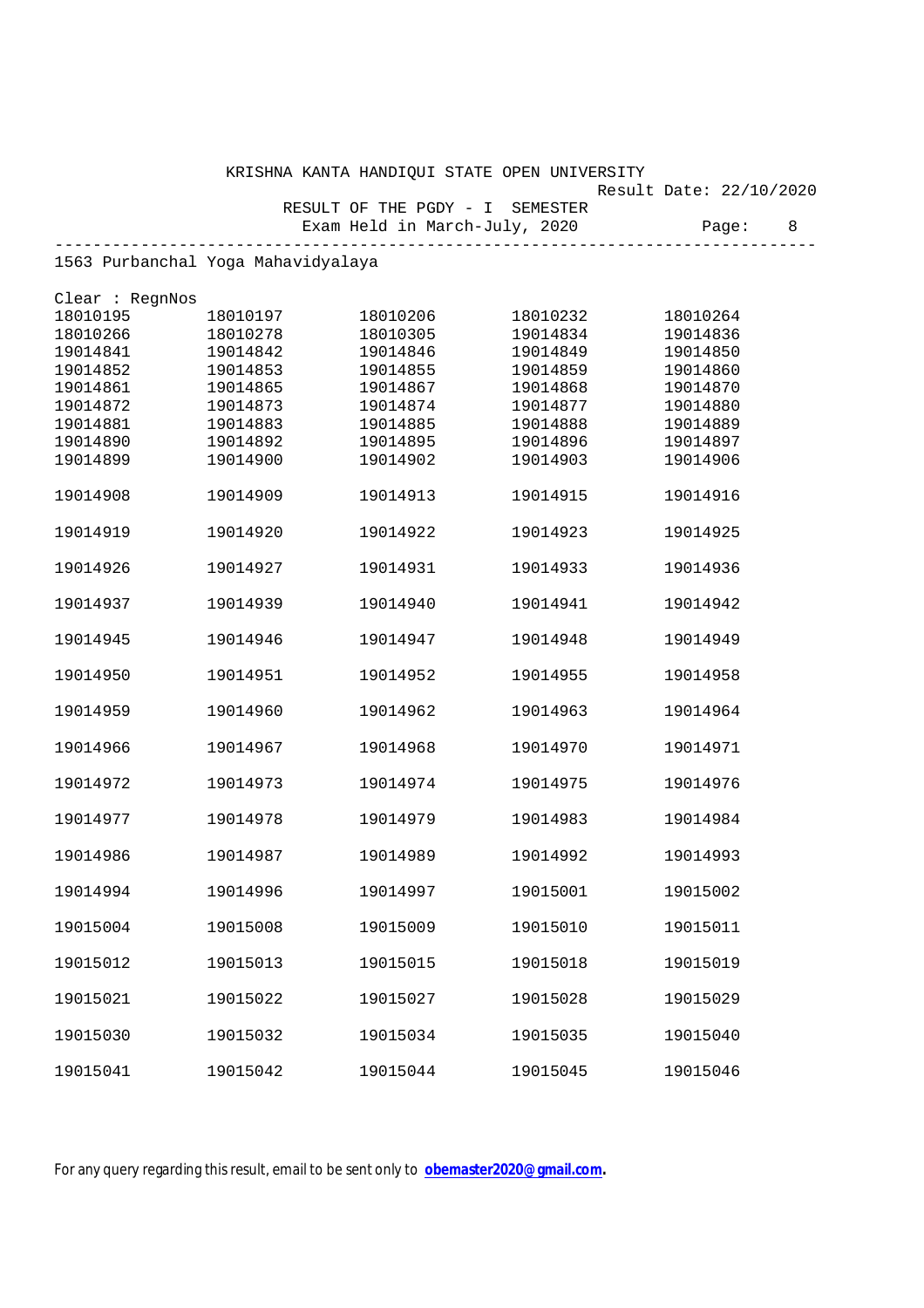KRISHNA KANTA HANDIQUI STATE OPEN UNIVERSITY

Result Date: 22/10/2020

RESULT OF THE PGDY - I SEMESTER

Exam Held in March-July, 2020

---

1563 Purbanchal Yoga Mahavidyalaya

Clear : RegnNos

| | | | | |
|---|---|---|---|---|
| 18010195 | 18010197 | 18010206 | 18010232 | 18010264 |
| 18010266 | 18010278 | 18010305 | 19014834 | 19014836 |
| 19014841 | 19014842 | 19014846 | 19014849 | 19014850 |
| 19014852 | 19014853 | 19014855 | 19014859 | 19014860 |
| 19014861 | 19014865 | 19014867 | 19014868 | 19014870 |
| 19014872 | 19014873 | 19014874 | 19014877 | 19014880 |
| 19014881 | 19014883 | 19014885 | 19014888 | 19014889 |
| 19014890 | 19014892 | 19014895 | 19014896 | 19014897 |
| 19014899 | 19014900 | 19014902 | 19014903 | 19014906 |
| 19014908 | 19014909 | 19014913 | 19014915 | 19014916 |
| 19014919 | 19014920 | 19014922 | 19014923 | 19014925 |
| 19014926 | 19014927 | 19014931 | 19014933 | 19014936 |
| 19014937 | 19014939 | 19014940 | 19014941 | 19014942 |
| 19014945 | 19014946 | 19014947 | 19014948 | 19014949 |
| 19014950 | 19014951 | 19014952 | 19014955 | 19014958 |
| 19014959 | 19014960 | 19014962 | 19014963 | 19014964 |
| 19014966 | 19014967 | 19014968 | 19014970 | 19014971 |
| 19014972 | 19014973 | 19014974 | 19014975 | 19014976 |
| 19014977 | 19014978 | 19014979 | 19014983 | 19014984 |
| 19014986 | 19014987 | 19014989 | 19014992 | 19014993 |
| 19014994 | 19014996 | 19014997 | 19015001 | 19015002 |
| 19015004 | 19015008 | 19015009 | 19015010 | 19015011 |
| 19015012 | 19015013 | 19015015 | 19015018 | 19015019 |
| 19015021 | 19015022 | 19015027 | 19015028 | 19015029 |
| 19015030 | 19015032 | 19015034 | 19015035 | 19015040 |
| 19015041 | 19015042 | 19015044 | 19015045 | 19015046 |

For any query regarding this result, email to be sent only to **obemaster2020@gmail.com**.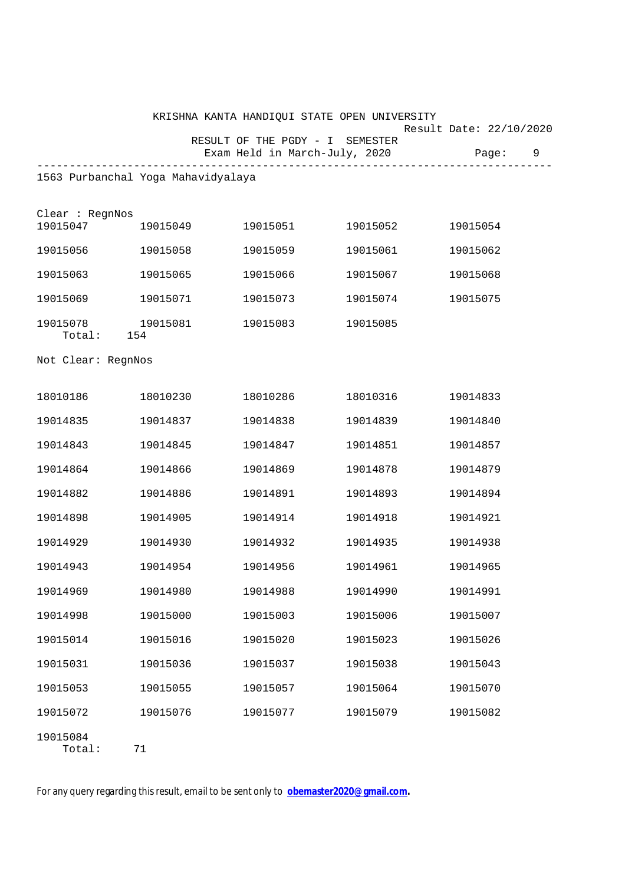KRISHNA KANTA HANDIQUI STATE OPEN UNIVERSITY

Result Date: 22/10/2020

RESULT OF THE PGDY - I SEMESTER

Exam Held in March-July, 2020

---

1563 Purbanchal Yoga Mahavidyalaya

Clear : RegnNos

| | | | | |
|---|---|---|---|---|
| 19015047 | 19015049 | 19015051 | 19015052 | 19015054 |
| 19015056 | 19015058 | 19015059 | 19015061 | 19015062 |
| 19015063 | 19015065 | 19015066 | 19015067 | 19015068 |
| 19015069 | 19015071 | 19015073 | 19015074 | 19015075 |
| 19015078 | 19015081 | 19015083 | 19015085 | |

Total: 154

Not Clear: RegnNos

| | | | | |
|---|---|---|---|---|
| 18010186 | 18010230 | 18010286 | 18010316 | 19014833 |
| 19014835 | 19014837 | 19014838 | 19014839 | 19014840 |
| 19014843 | 19014845 | 19014847 | 19014851 | 19014857 |
| 19014864 | 19014866 | 19014869 | 19014878 | 19014879 |
| 19014882 | 19014886 | 19014891 | 19014893 | 19014894 |
| 19014898 | 19014905 | 19014914 | 19014918 | 19014921 |
| 19014929 | 19014930 | 19014932 | 19014935 | 19014938 |
| 19014943 | 19014954 | 19014956 | 19014961 | 19014965 |
| 19014969 | 19014980 | 19014988 | 19014990 | 19014991 |
| 19014998 | 19015000 | 19015003 | 19015006 | 19015007 |
| 19015014 | 19015016 | 19015020 | 19015023 | 19015026 |
| 19015031 | 19015036 | 19015037 | 19015038 | 19015043 |
| 19015053 | 19015055 | 19015057 | 19015064 | 19015070 |
| 19015072 | 19015076 | 19015077 | 19015079 | 19015082 |
| 19015084 | | | | |

Total: 71

For any query regarding this result, email to be sent only to **obemaster2020@gmail.com**.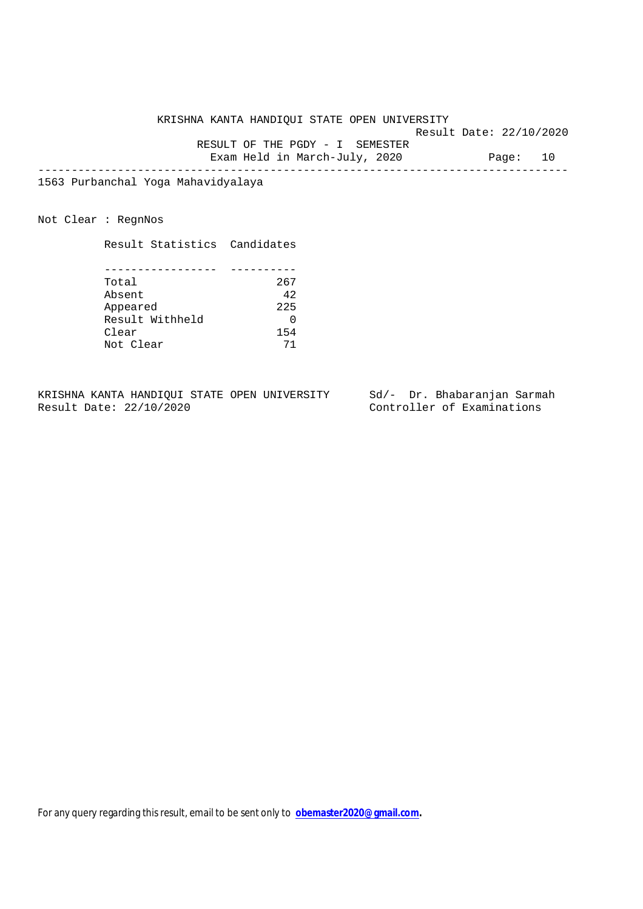KRISHNA KANTA HANDIQUI STATE OPEN UNIVERSITY

Result Date: 22/10/2020

RESULT OF THE PGDY - I SEMESTER

Exam Held in March-July, 2020

---

1563 Purbanchal Yoga Mahavidyalaya

Not Clear : RegnNos

| Result Statistics | Candidates |
|---|---|
| Total | 267 |
| Absent | 42 |
| Appeared | 225 |
| Result Withheld | 0 |
| Clear | 154 |
| Not Clear | 71 |

KRISHNA KANTA HANDIQUI STATE OPEN UNIVERSITY
Result Date: 22/10/2020

Sd/- Dr. Bhabaranjan Sarmah
Controller of Examinations

For any query regarding this result, email to be sent only to **obemaster2020@gmail.com.**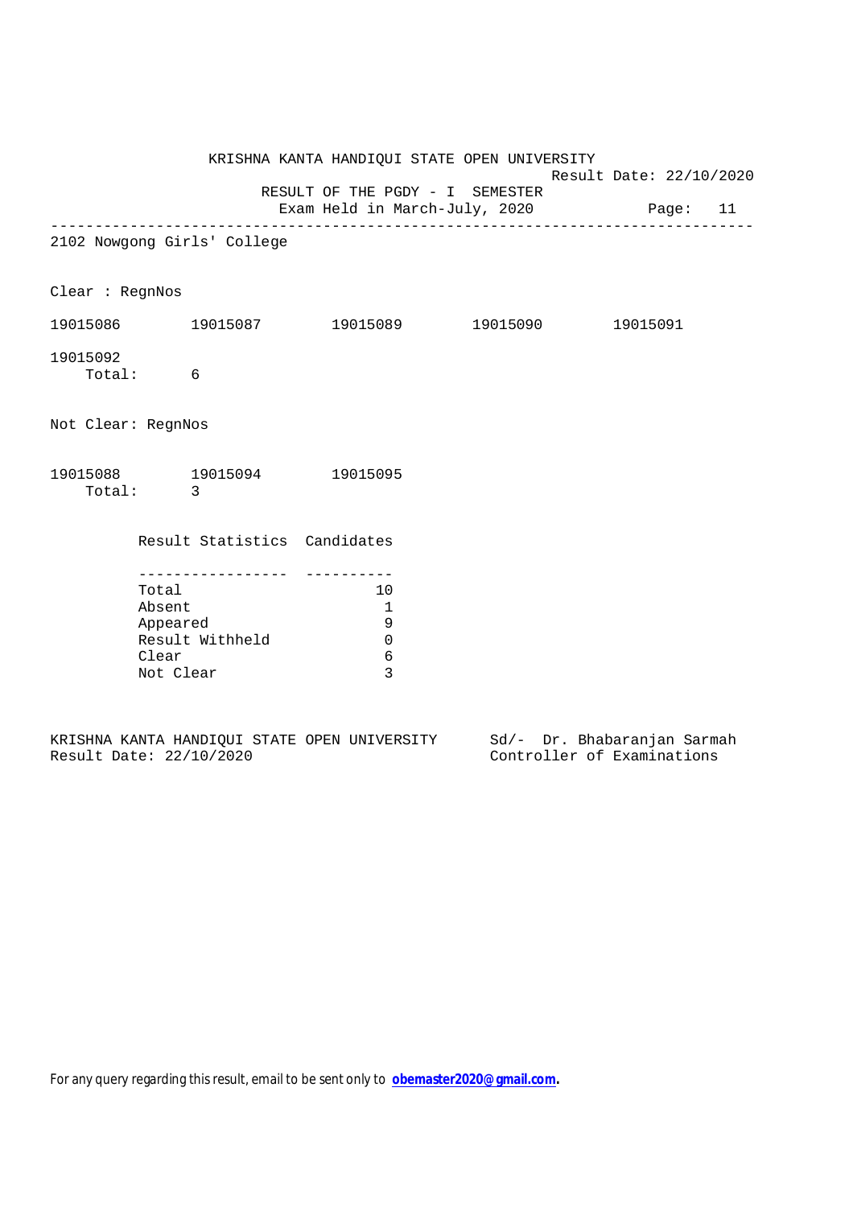KRISHNA KANTA HANDIQUI STATE OPEN UNIVERSITY

Result Date: 22/10/2020

RESULT OF THE PGDY - I SEMESTER

Exam Held in March-July, 2020

---

2102 Nowgong Girls' College

Clear : RegnNos

19015086 19015087 19015089 19015090 19015091

19015092

Total: 6

Not Clear: RegnNos

19015088 19015094 19015095

Total: 3

| Result Statistics | Candidates |
|---|---|
| Total | 10 |
| Absent | 1 |
| Appeared | 9 |
| Result Withheld | 0 |
| Clear | 6 |
| Not Clear | 3 |

KRISHNA KANTA HANDIQUI STATE OPEN UNIVERSITY
Result Date: 22/10/2020

Sd/- Dr. Bhabaranjan Sarmah
Controller of Examinations

For any query regarding this result, email to be sent only to **obemaster2020@gmail.com**.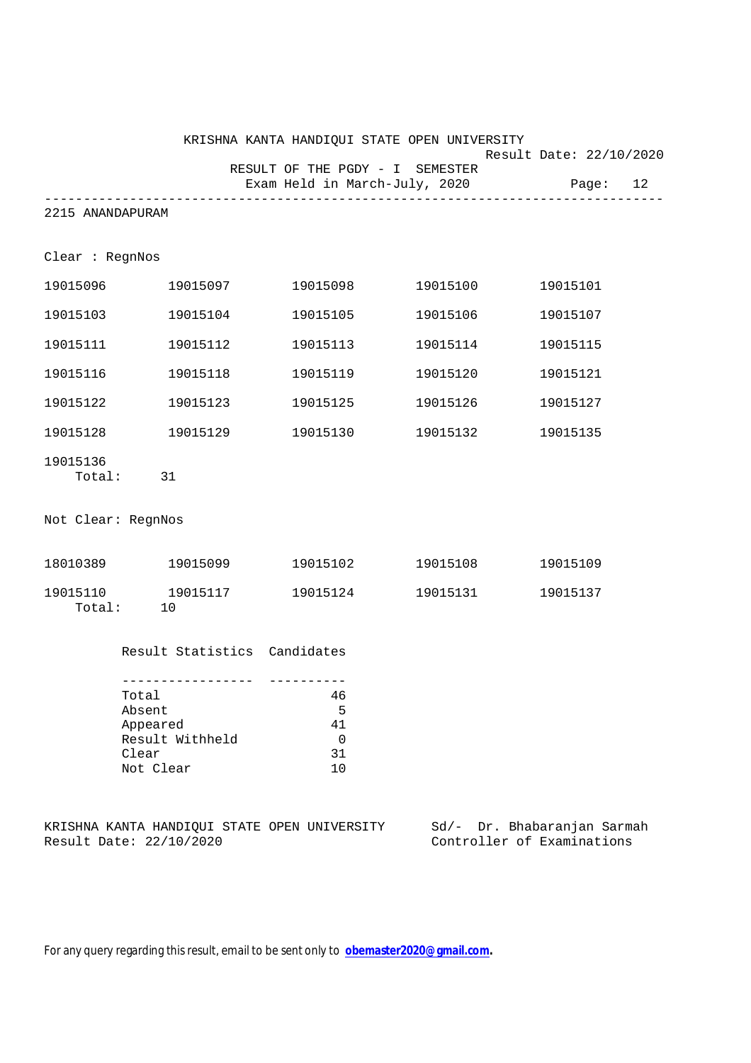KRISHNA KANTA HANDIQUI STATE OPEN UNIVERSITY

Result Date: 22/10/2020

RESULT OF THE PGDY - I SEMESTER

Exam Held in March-July, 2020

---

2215 ANANDAPURAM

Clear : RegnNos

| | | | | |
|---|---|---|---|---|
| 19015096 | 19015097 | 19015098 | 19015100 | 19015101 |
| 19015103 | 19015104 | 19015105 | 19015106 | 19015107 |
| 19015111 | 19015112 | 19015113 | 19015114 | 19015115 |
| 19015116 | 19015118 | 19015119 | 19015120 | 19015121 |
| 19015122 | 19015123 | 19015125 | 19015126 | 19015127 |
| 19015128 | 19015129 | 19015130 | 19015132 | 19015135 |
| 19015136 | | | | |

Total: 31

Not Clear: RegnNos

| | | | | |
|---|---|---|---|---|
| 18010389 | 19015099 | 19015102 | 19015108 | 19015109 |
| 19015110 | 19015117 | 19015124 | 19015131 | 19015137 |

Total: 10

| Result Statistics | Candidates |
|---|---|
| Total | 46 |
| Absent | 5 |
| Appeared | 41 |
| Result Withheld | 0 |
| Clear | 31 |
| Not Clear | 10 |

KRISHNA KANTA HANDIQUI STATE OPEN UNIVERSITY
Result Date: 22/10/2020

Sd/- Dr. Bhabaranjan Sarmah
Controller of Examinations

For any query regarding this result, email to be sent only to **obemaster2020@gmail.com**.